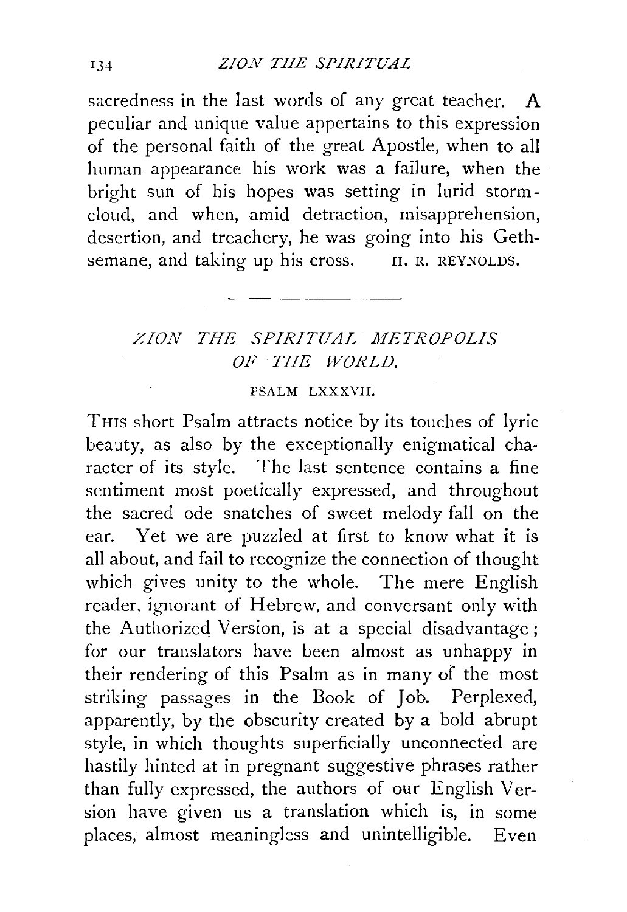sacredness in the last words of any great teacher. A peculiar and unique value appertains to this expression of the personal faith of the great Apostle, when to all human appearance his work was a failure, when the bright sun of his hopes was setting in lurid storm-cloud, and when, amid detraction, misapprehension, desertion, and treachery, he was going into his Gethsemane, and taking up his cross. H. R. REYNOLDS.

---

## *ZION THE SPIRITUAL METROPOLIS OF THE WORLD.*

PSALM LXXXVII.

THIS short Psalm attracts notice by its touches of lyric beauty, as also by the exceptionally enigmatical character of its style. The last sentence contains a fine sentiment most poetically expressed, and throughout the sacred ode snatches of sweet melody fall on the ear. Yet we are puzzled at first to know what it is all about, and fail to recognize the connection of thought which gives unity to the whole. The mere English reader, ignorant of Hebrew, and conversant only with the Authorized Version, is at a special disadvantage; for our translators have been almost as unhappy in their rendering of this Psalm as in many of the most striking passages in the Book of Job. Perplexed, apparently, by the obscurity created by a bold abrupt style, in which thoughts superficially unconnected are hastily hinted at in pregnant suggestive phrases rather than fully expressed, the authors of our English Version have given us a translation which is, in some places, almost meaningless and unintelligible. Even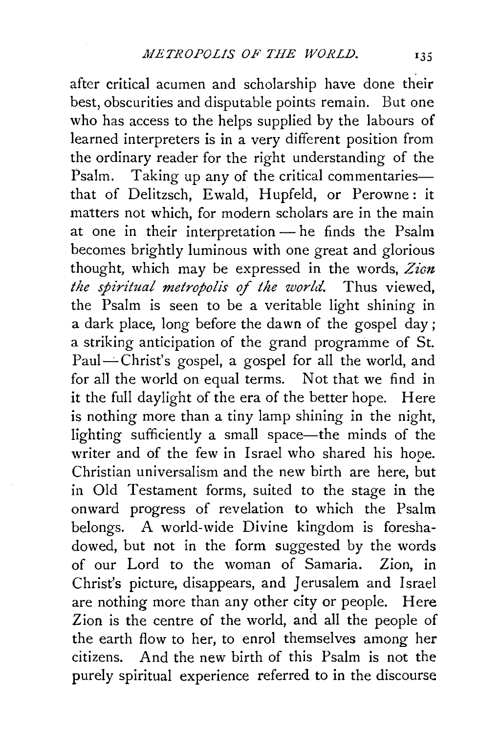after critical acumen and scholarship have done their best, obscurities and disputable points remain. But one who has access to the helps supplied by the labours of learned interpreters is in a very different position from the ordinary reader for the right understanding of the Psalm. Taking up any of the critical commentaries—that of Delitzsch, Ewald, Hupfeld, or Perowne: it matters not which, for modern scholars are in the main at one in their interpretation — he finds the Psalm becomes brightly luminous with one great and glorious thought, which may be expressed in the words, *Zion the spiritual metropolis of the world.* Thus viewed, the Psalm is seen to be a veritable light shining in a dark place, long before the dawn of the gospel day; a striking anticipation of the grand programme of St. Paul — Christ's gospel, a gospel for all the world, and for all the world on equal terms. Not that we find in it the full daylight of the era of the better hope. Here is nothing more than a tiny lamp shining in the night, lighting sufficiently a small space—the minds of the writer and of the few in Israel who shared his hope. Christian universalism and the new birth are here, but in Old Testament forms, suited to the stage in the onward progress of revelation to which the Psalm belongs. A world-wide Divine kingdom is foreshadowed, but not in the form suggested by the words of our Lord to the woman of Samaria. Zion, in Christ's picture, disappears, and Jerusalem and Israel are nothing more than any other city or people. Here Zion is the centre of the world, and all the people of the earth flow to her, to enrol themselves among her citizens. And the new birth of this Psalm is not the purely spiritual experience referred to in the discourse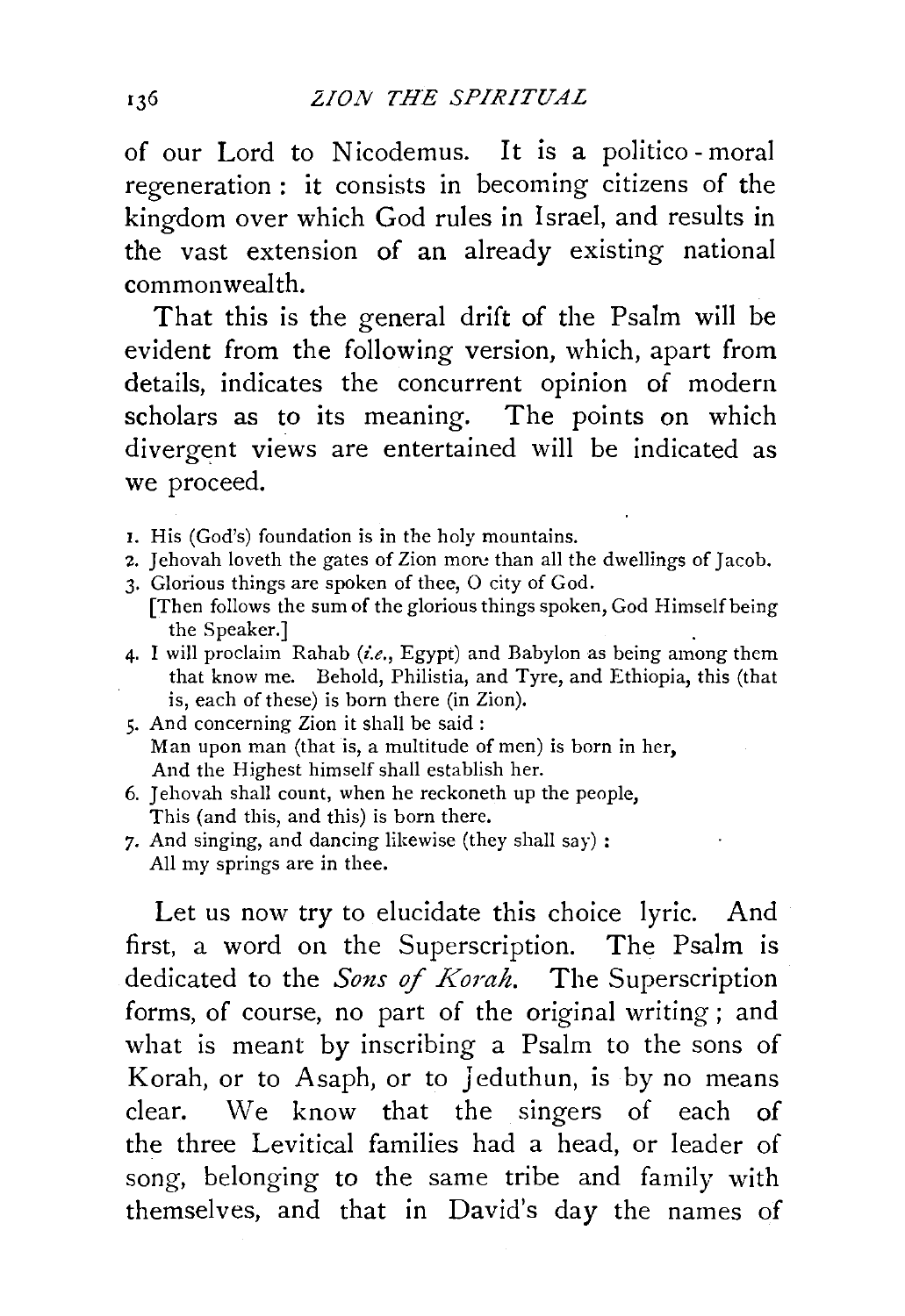of our Lord to Nicodemus. It is a politico-moral regeneration: it consists in becoming citizens of the kingdom over which God rules in Israel, and results in the vast extension of an already existing national commonwealth.

That this is the general drift of the Psalm will be evident from the following version, which, apart from details, indicates the concurrent opinion of modern scholars as to its meaning. The points on which divergent views are entertained will be indicated as we proceed.

1. His (God's) foundation is in the holy mountains.
2. Jehovah loveth the gates of Zion more than all the dwellings of Jacob.
3. Glorious things are spoken of thee, O city of God.
   [Then follows the sum of the glorious things spoken, God Himself being the Speaker.]
4. I will proclaim Rahab (*i.e.*, Egypt) and Babylon as being among them that know me. Behold, Philistia, and Tyre, and Ethiopia, this (that is, each of these) is born there (in Zion).
5. And concerning Zion it shall be said:
   Man upon man (that is, a multitude of men) is born in her,
   And the Highest himself shall establish her.
6. Jehovah shall count, when he reckoneth up the people,
   This (and this, and this) is born there.
7. And singing, and dancing likewise (they shall say):
   All my springs are in thee.

Let us now try to elucidate this choice lyric. And first, a word on the Superscription. The Psalm is dedicated to the *Sons of Korah*. The Superscription forms, of course, no part of the original writing; and what is meant by inscribing a Psalm to the sons of Korah, or to Asaph, or to Jeduthun, is by no means clear. We know that the singers of each of the three Levitical families had a head, or leader of song, belonging to the same tribe and family with themselves, and that in David's day the names of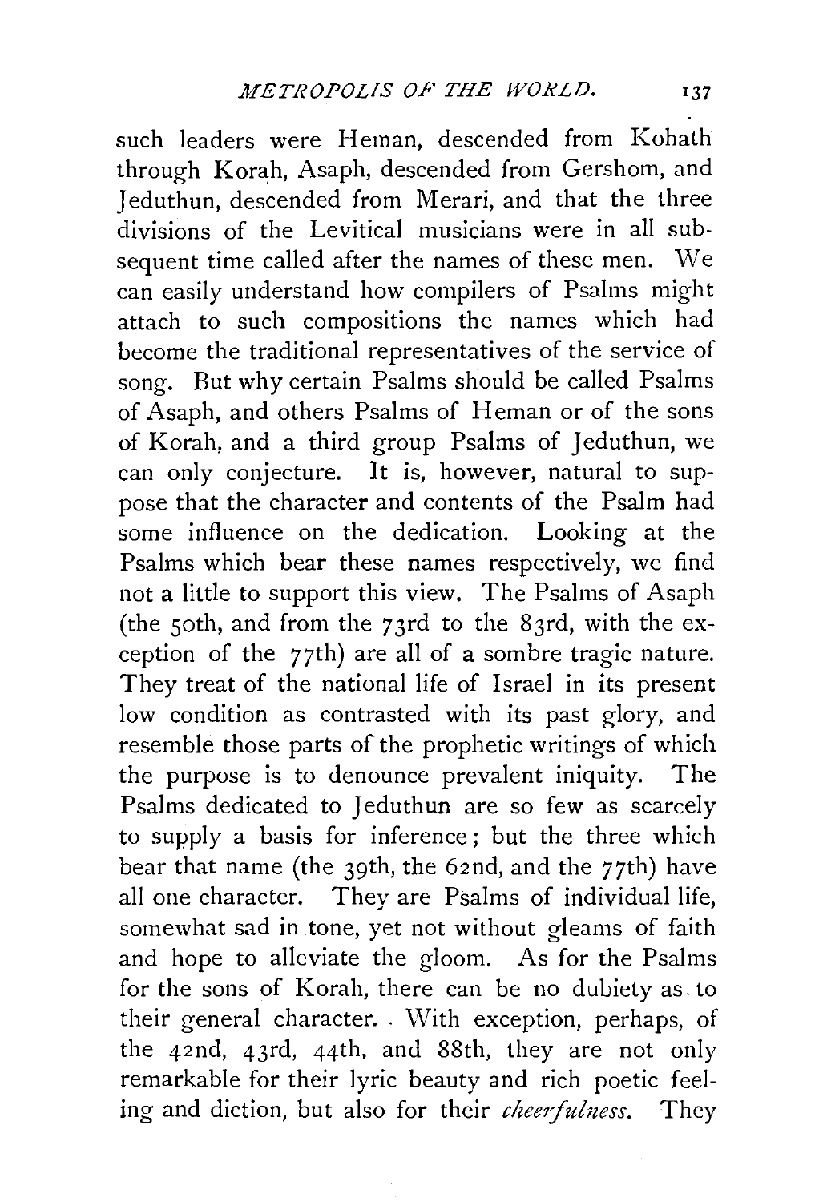such leaders were Heman, descended from Kohath through Korah, Asaph, descended from Gershom, and Jeduthun, descended from Merari, and that the three divisions of the Levitical musicians were in all subsequent time called after the names of these men. We can easily understand how compilers of Psalms might attach to such compositions the names which had become the traditional representatives of the service of song. But why certain Psalms should be called Psalms of Asaph, and others Psalms of Heman or of the sons of Korah, and a third group Psalms of Jeduthun, we can only conjecture. It is, however, natural to suppose that the character and contents of the Psalm had some influence on the dedication. Looking at the Psalms which bear these names respectively, we find not a little to support this view. The Psalms of Asaph (the 50th, and from the 73rd to the 83rd, with the exception of the 77th) are all of a sombre tragic nature. They treat of the national life of Israel in its present low condition as contrasted with its past glory, and resemble those parts of the prophetic writings of which the purpose is to denounce prevalent iniquity. The Psalms dedicated to Jeduthun are so few as scarcely to supply a basis for inference; but the three which bear that name (the 39th, the 62nd, and the 77th) have all one character. They are Psalms of individual life, somewhat sad in tone, yet not without gleams of faith and hope to alleviate the gloom. As for the Psalms for the sons of Korah, there can be no dubiety as to their general character. With exception, perhaps, of the 42nd, 43rd, 44th, and 88th, they are not only remarkable for their lyric beauty and rich poetic feeling and diction, but also for their *cheerfulness*. They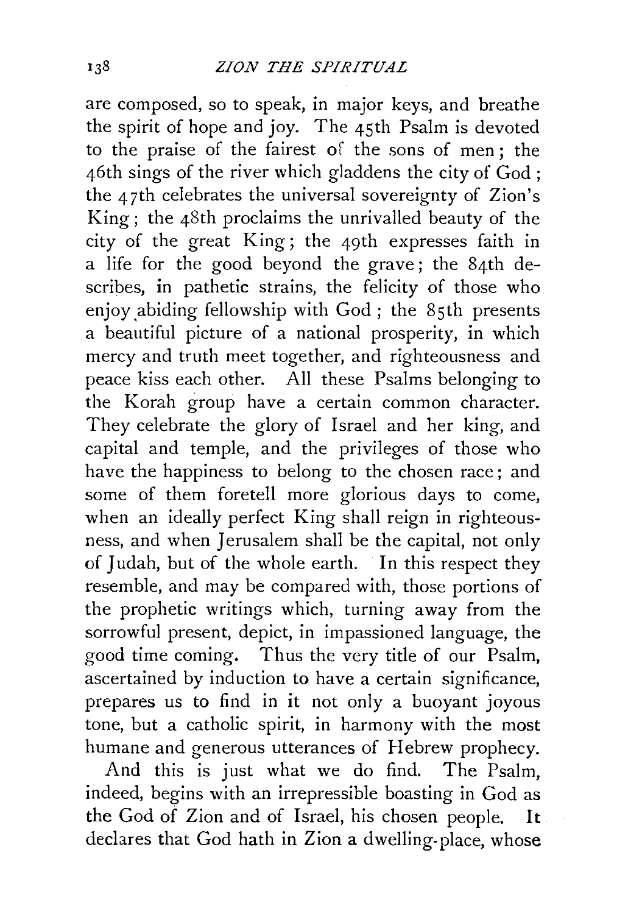are composed, so to speak, in major keys, and breathe the spirit of hope and joy. The 45th Psalm is devoted to the praise of the fairest of the sons of men; the 46th sings of the river which gladdens the city of God; the 47th celebrates the universal sovereignty of Zion's King; the 48th proclaims the unrivalled beauty of the city of the great King; the 49th expresses faith in a life for the good beyond the grave; the 84th describes, in pathetic strains, the felicity of those who enjoy abiding fellowship with God; the 85th presents a beautiful picture of a national prosperity, in which mercy and truth meet together, and righteousness and peace kiss each other. All these Psalms belonging to the Korah group have a certain common character. They celebrate the glory of Israel and her king, and capital and temple, and the privileges of those who have the happiness to belong to the chosen race; and some of them foretell more glorious days to come, when an ideally perfect King shall reign in righteousness, and when Jerusalem shall be the capital, not only of Judah, but of the whole earth. In this respect they resemble, and may be compared with, those portions of the prophetic writings which, turning away from the sorrowful present, depict, in impassioned language, the good time coming. Thus the very title of our Psalm, ascertained by induction to have a certain significance, prepares us to find in it not only a buoyant joyous tone, but a catholic spirit, in harmony with the most humane and generous utterances of Hebrew prophecy.

And this is just what we do find. The Psalm, indeed, begins with an irrepressible boasting in God as the God of Zion and of Israel, his chosen people. It declares that God hath in Zion a dwelling-place, whose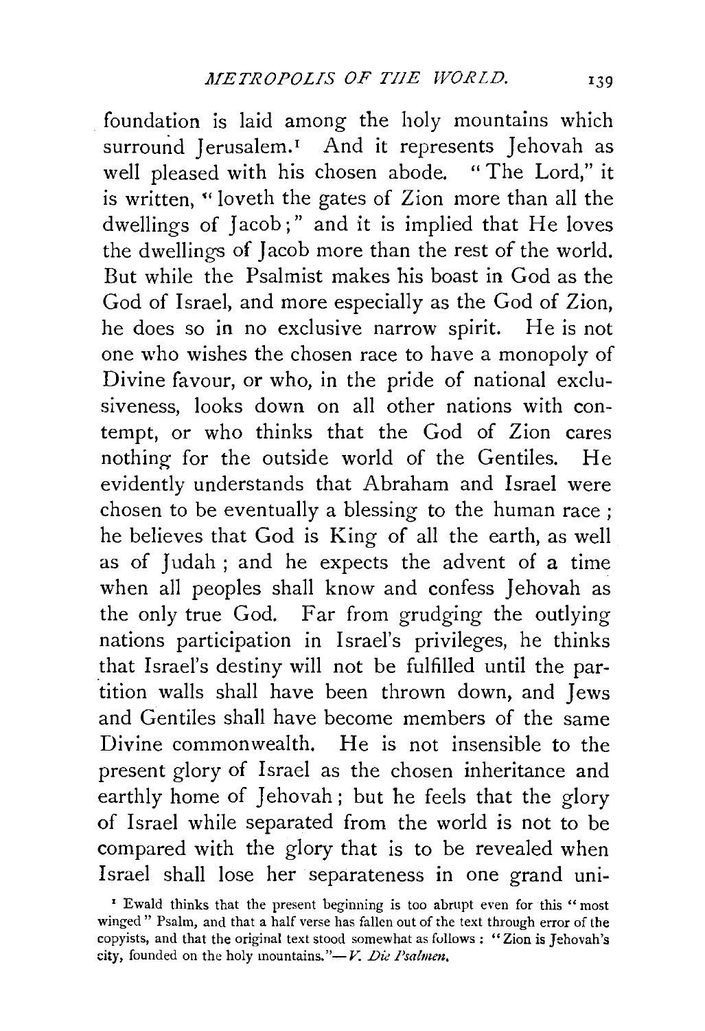foundation is laid among the holy mountains which surround Jerusalem.[1] And it represents Jehovah as well pleased with his chosen abode. "The Lord," it is written, "loveth the gates of Zion more than all the dwellings of Jacob;" and it is implied that He loves the dwellings of Jacob more than the rest of the world. But while the Psalmist makes his boast in God as the God of Israel, and more especially as the God of Zion, he does so in no exclusive narrow spirit. He is not one who wishes the chosen race to have a monopoly of Divine favour, or who, in the pride of national exclusiveness, looks down on all other nations with contempt, or who thinks that the God of Zion cares nothing for the outside world of the Gentiles. He evidently understands that Abraham and Israel were chosen to be eventually a blessing to the human race; he believes that God is King of all the earth, as well as of Judah; and he expects the advent of a time when all peoples shall know and confess Jehovah as the only true God. Far from grudging the outlying nations participation in Israel's privileges, he thinks that Israel's destiny will not be fulfilled until the partition walls shall have been thrown down, and Jews and Gentiles shall have become members of the same Divine commonwealth. He is not insensible to the present glory of Israel as the chosen inheritance and earthly home of Jehovah; but he feels that the glory of Israel while separated from the world is not to be compared with the glory that is to be revealed when Israel shall lose her separateness in one grand uni-

[1] Ewald thinks that the present beginning is too abrupt even for this "most winged" Psalm, and that a half verse has fallen out of the text through error of the copyists, and that the original text stood somewhat as follows: "Zion is Jehovah's city, founded on the holy mountains."—*V. Die Psalmen.*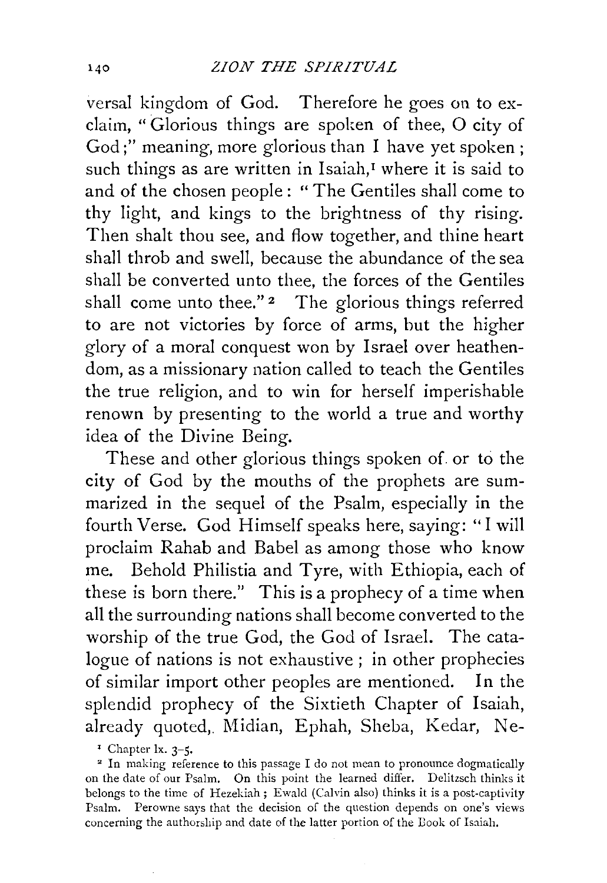versal kingdom of God. Therefore he goes on to exclaim, "Glorious things are spoken of thee, O city of God;" meaning, more glorious than I have yet spoken; such things as are written in Isaiah,[1] where it is said to and of the chosen people: "The Gentiles shall come to thy light, and kings to the brightness of thy rising. Then shalt thou see, and flow together, and thine heart shall throb and swell, because the abundance of the sea shall be converted unto thee, the forces of the Gentiles shall come unto thee."[2] The glorious things referred to are not victories by force of arms, but the higher glory of a moral conquest won by Israel over heathendom, as a missionary nation called to teach the Gentiles the true religion, and to win for herself imperishable renown by presenting to the world a true and worthy idea of the Divine Being.

These and other glorious things spoken of or to the city of God by the mouths of the prophets are summarized in the sequel of the Psalm, especially in the fourth Verse. God Himself speaks here, saying: "I will proclaim Rahab and Babel as among those who know me. Behold Philistia and Tyre, with Ethiopia, each of these is born there." This is a prophecy of a time when all the surrounding nations shall become converted to the worship of the true God, the God of Israel. The catalogue of nations is not exhaustive; in other prophecies of similar import other peoples are mentioned. In the splendid prophecy of the Sixtieth Chapter of Isaiah, already quoted, Midian, Ephah, Sheba, Kedar, Ne-

[1] Chapter lx. 3-5.

[2] In making reference to this passage I do not mean to pronounce dogmatically on the date of our Psalm. On this point the learned differ. Delitzsch thinks it belongs to the time of Hezekiah; Ewald (Calvin also) thinks it is a post-captivity Psalm. Perowne says that the decision of the question depends on one's views concerning the authorship and date of the latter portion of the Book of Isaiah.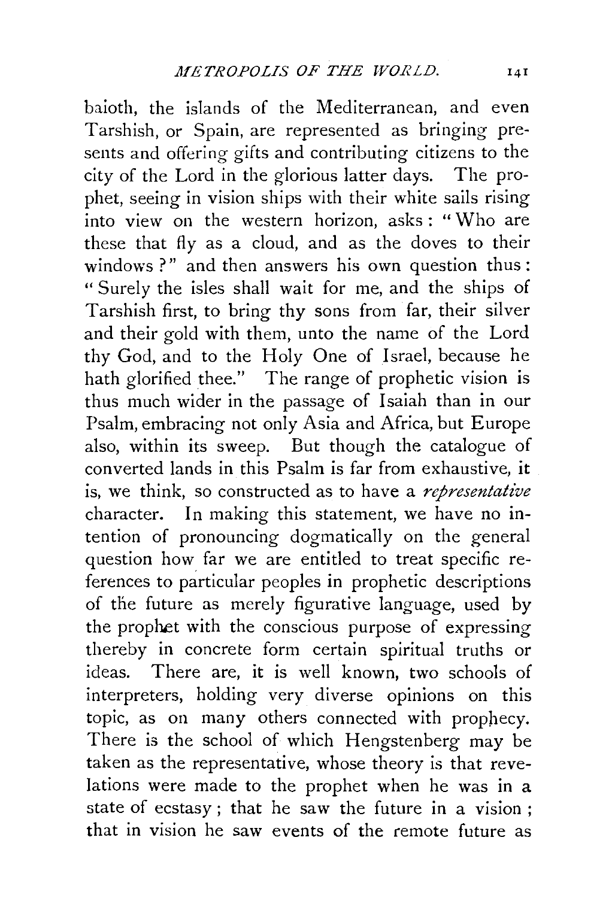baioth, the islands of the Mediterranean, and even Tarshish, or Spain, are represented as bringing presents and offering gifts and contributing citizens to the city of the Lord in the glorious latter days. The prophet, seeing in vision ships with their white sails rising into view on the western horizon, asks: "Who are these that fly as a cloud, and as the doves to their windows?" and then answers his own question thus: "Surely the isles shall wait for me, and the ships of Tarshish first, to bring thy sons from far, their silver and their gold with them, unto the name of the Lord thy God, and to the Holy One of Israel, because he hath glorified thee." The range of prophetic vision is thus much wider in the passage of Isaiah than in our Psalm, embracing not only Asia and Africa, but Europe also, within its sweep. But though the catalogue of converted lands in this Psalm is far from exhaustive, it is, we think, so constructed as to have a *representative* character. In making this statement, we have no intention of pronouncing dogmatically on the general question how far we are entitled to treat specific references to particular peoples in prophetic descriptions of the future as merely figurative language, used by the prophet with the conscious purpose of expressing thereby in concrete form certain spiritual truths or ideas. There are, it is well known, two schools of interpreters, holding very diverse opinions on this topic, as on many others connected with prophecy. There is the school of which Hengstenberg may be taken as the representative, whose theory is that revelations were made to the prophet when he was in a state of ecstasy; that he saw the future in a vision; that in vision he saw events of the remote future as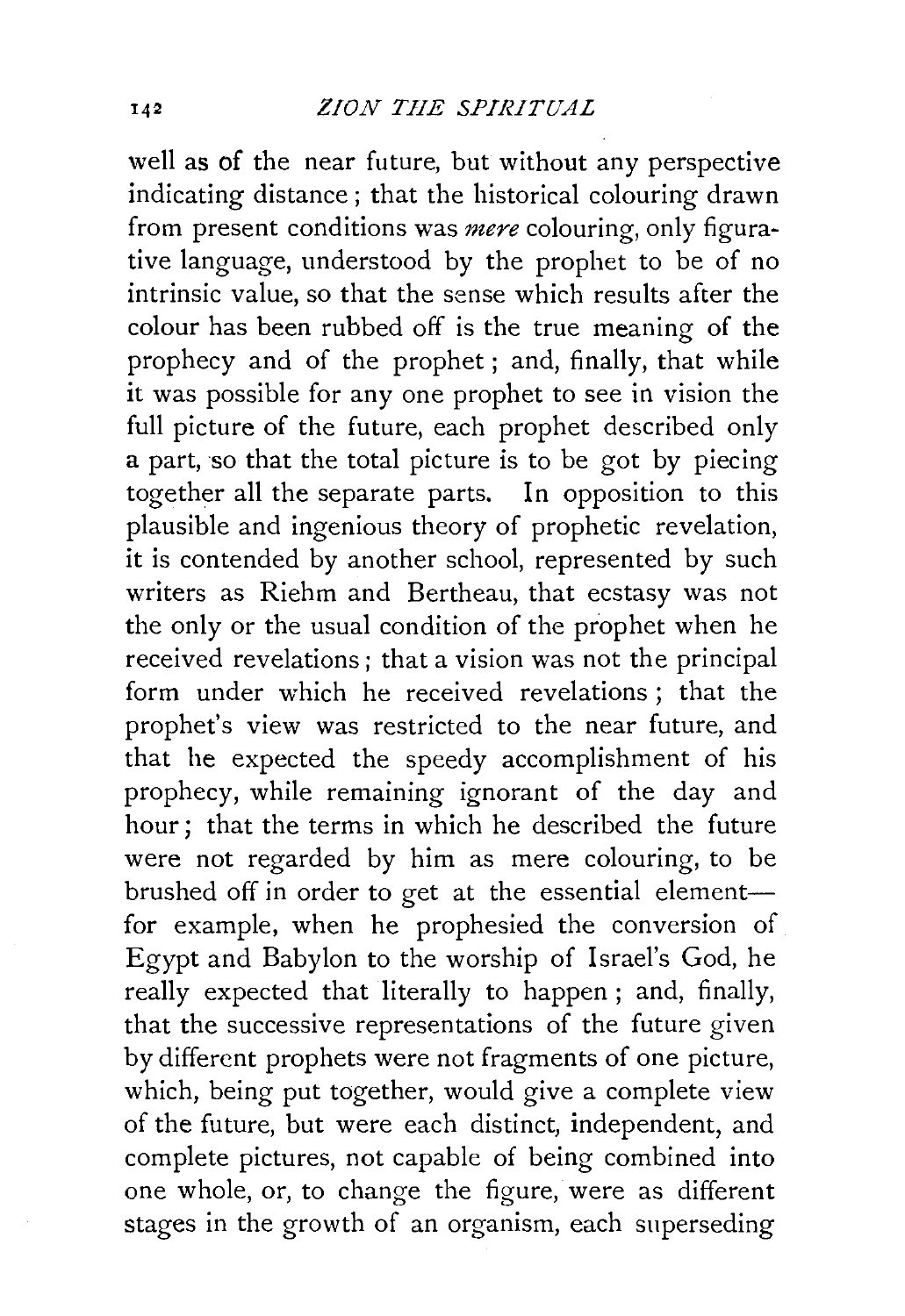well as of the near future, but without any perspective indicating distance; that the historical colouring drawn from present conditions was *mere* colouring, only figurative language, understood by the prophet to be of no intrinsic value, so that the sense which results after the colour has been rubbed off is the true meaning of the prophecy and of the prophet; and, finally, that while it was possible for any one prophet to see in vision the full picture of the future, each prophet described only a part, so that the total picture is to be got by piecing together all the separate parts. In opposition to this plausible and ingenious theory of prophetic revelation, it is contended by another school, represented by such writers as Riehm and Bertheau, that ecstasy was not the only or the usual condition of the prophet when he received revelations; that a vision was not the principal form under which he received revelations; that the prophet's view was restricted to the near future, and that he expected the speedy accomplishment of his prophecy, while remaining ignorant of the day and hour; that the terms in which he described the future were not regarded by him as mere colouring, to be brushed off in order to get at the essential element—for example, when he prophesied the conversion of Egypt and Babylon to the worship of Israel's God, he really expected that literally to happen; and, finally, that the successive representations of the future given by different prophets were not fragments of one picture, which, being put together, would give a complete view of the future, but were each distinct, independent, and complete pictures, not capable of being combined into one whole, or, to change the figure, were as different stages in the growth of an organism, each superseding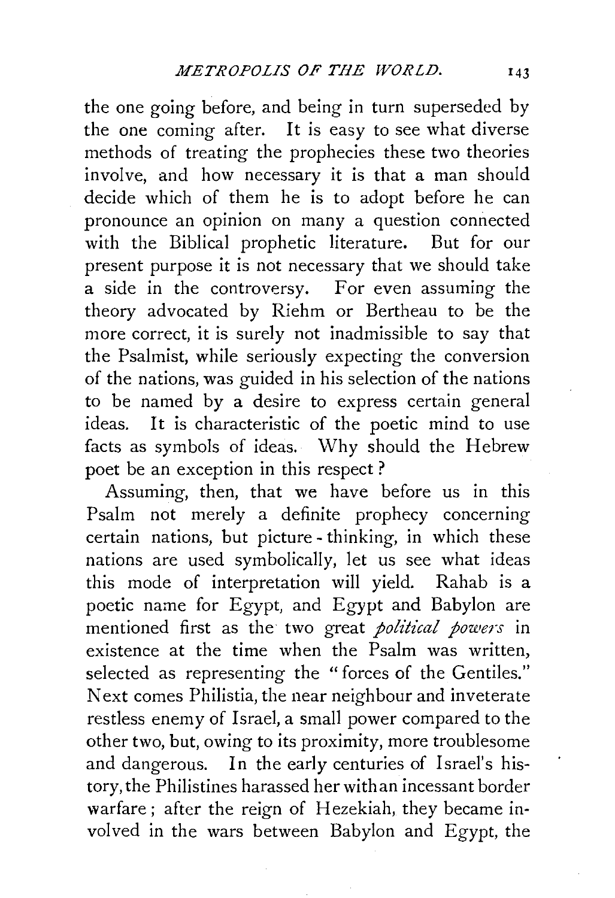the one going before, and being in turn superseded by the one coming after. It is easy to see what diverse methods of treating the prophecies these two theories involve, and how necessary it is that a man should decide which of them he is to adopt before he can pronounce an opinion on many a question connected with the Biblical prophetic literature. But for our present purpose it is not necessary that we should take a side in the controversy. For even assuming the theory advocated by Riehm or Bertheau to be the more correct, it is surely not inadmissible to say that the Psalmist, while seriously expecting the conversion of the nations, was guided in his selection of the nations to be named by a desire to express certain general ideas. It is characteristic of the poetic mind to use facts as symbols of ideas. Why should the Hebrew poet be an exception in this respect?

Assuming, then, that we have before us in this Psalm not merely a definite prophecy concerning certain nations, but picture-thinking, in which these nations are used symbolically, let us see what ideas this mode of interpretation will yield. Rahab is a poetic name for Egypt, and Egypt and Babylon are mentioned first as the two great *political powers* in existence at the time when the Psalm was written, selected as representing the "forces of the Gentiles." Next comes Philistia, the near neighbour and inveterate restless enemy of Israel, a small power compared to the other two, but, owing to its proximity, more troublesome and dangerous. In the early centuries of Israel's history, the Philistines harassed her with an incessant border warfare; after the reign of Hezekiah, they became involved in the wars between Babylon and Egypt, the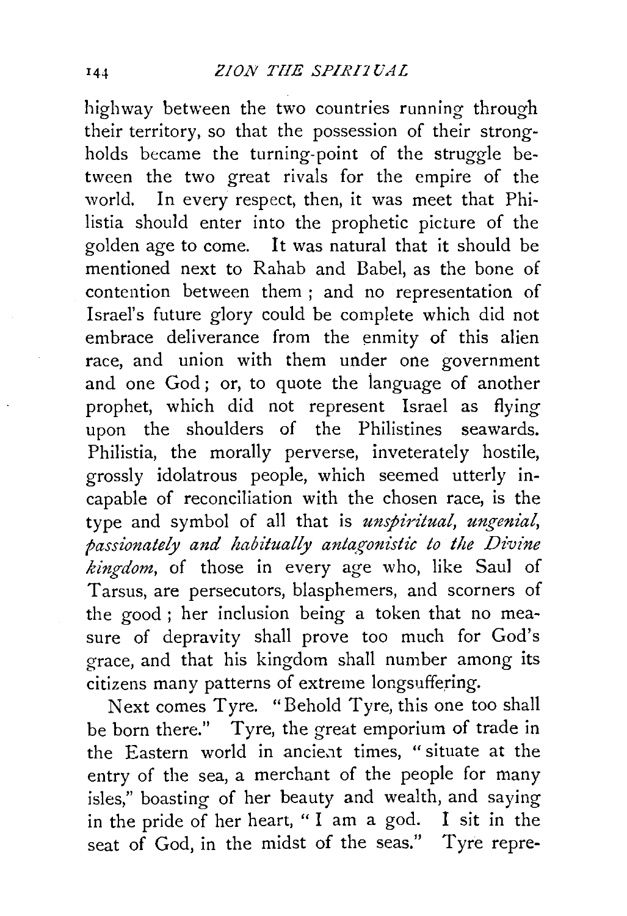highway between the two countries running through their territory, so that the possession of their strongholds became the turning-point of the struggle between the two great rivals for the empire of the world. In every respect, then, it was meet that Philistia should enter into the prophetic picture of the golden age to come. It was natural that it should be mentioned next to Rahab and Babel, as the bone of contention between them; and no representation of Israel's future glory could be complete which did not embrace deliverance from the enmity of this alien race, and union with them under one government and one God; or, to quote the language of another prophet, which did not represent Israel as flying upon the shoulders of the Philistines seawards. Philistia, the morally perverse, inveterately hostile, grossly idolatrous people, which seemed utterly incapable of reconciliation with the chosen race, is the type and symbol of all that is *unspiritual, ungenial, passionately and habitually antagonistic to the Divine kingdom*, of those in every age who, like Saul of Tarsus, are persecutors, blasphemers, and scorners of the good; her inclusion being a token that no measure of depravity shall prove too much for God's grace, and that his kingdom shall number among its citizens many patterns of extreme longsuffering.

Next comes Tyre. "Behold Tyre, this one too shall be born there." Tyre, the great emporium of trade in the Eastern world in ancient times, "situate at the entry of the sea, a merchant of the people for many isles," boasting of her beauty and wealth, and saying in the pride of her heart, "I am a god. I sit in the seat of God, in the midst of the seas." Tyre repre-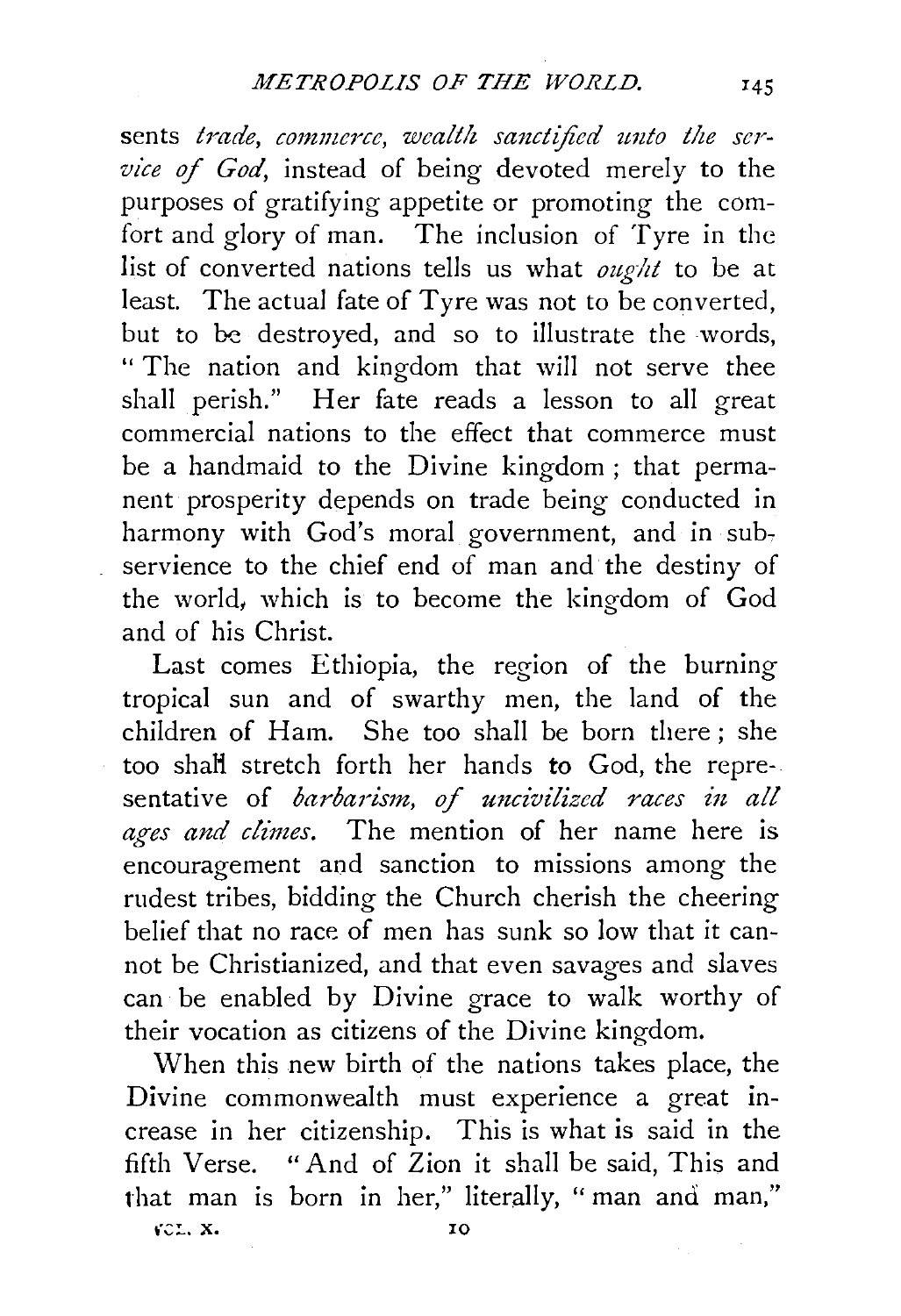sents *trade, commerce, wealth sanctified unto the service of God,* instead of being devoted merely to the purposes of gratifying appetite or promoting the comfort and glory of man. The inclusion of Tyre in the list of converted nations tells us what *ought* to be at least. The actual fate of Tyre was not to be converted, but to be destroyed, and so to illustrate the words, "The nation and kingdom that will not serve thee shall perish." Her fate reads a lesson to all great commercial nations to the effect that commerce must be a handmaid to the Divine kingdom; that permanent prosperity depends on trade being conducted in harmony with God's moral government, and in subservience to the chief end of man and the destiny of the world, which is to become the kingdom of God and of his Christ.

Last comes Ethiopia, the region of the burning tropical sun and of swarthy men, the land of the children of Ham. She too shall be born there; she too shall stretch forth her hands to God, the representative of *barbarism, of uncivilized races in all ages and climes.* The mention of her name here is encouragement and sanction to missions among the rudest tribes, bidding the Church cherish the cheering belief that no race of men has sunk so low that it cannot be Christianized, and that even savages and slaves can be enabled by Divine grace to walk worthy of their vocation as citizens of the Divine kingdom.

When this new birth of the nations takes place, the Divine commonwealth must experience a great increase in her citizenship. This is what is said in the fifth Verse. "And of Zion it shall be said, This and that man is born in her," literally, "man and man,"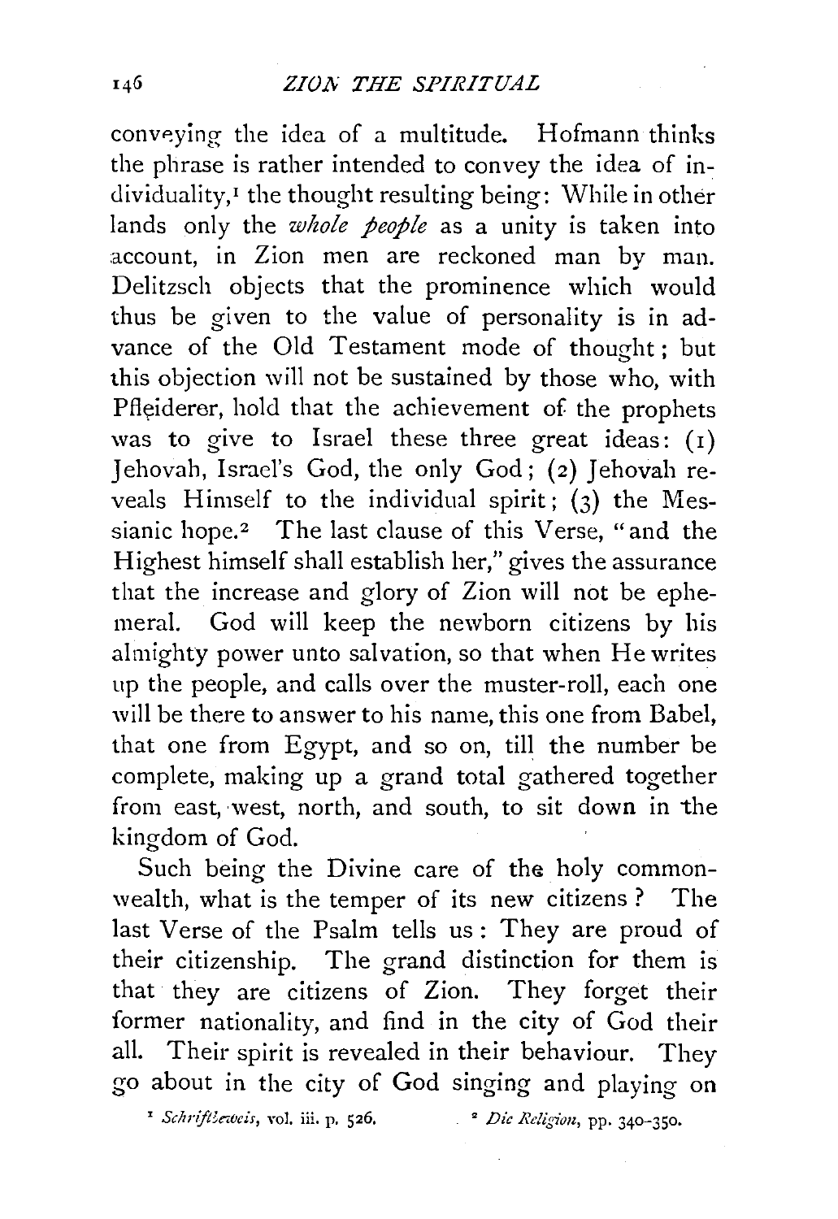conveying the idea of a multitude. Hofmann thinks the phrase is rather intended to convey the idea of individuality,[1] the thought resulting being: While in other lands only the *whole people* as a unity is taken into account, in Zion men are reckoned man by man. Delitzsch objects that the prominence which would thus be given to the value of personality is in advance of the Old Testament mode of thought; but this objection will not be sustained by those who, with Pfleiderer, hold that the achievement of the prophets was to give to Israel these three great ideas: (1) Jehovah, Israel's God, the only God; (2) Jehovah reveals Himself to the individual spirit; (3) the Messianic hope.[2] The last clause of this Verse, "and the Highest himself shall establish her," gives the assurance that the increase and glory of Zion will not be ephemeral. God will keep the newborn citizens by his almighty power unto salvation, so that when He writes up the people, and calls over the muster-roll, each one will be there to answer to his name, this one from Babel, that one from Egypt, and so on, till the number be complete, making up a grand total gathered together from east, west, north, and south, to sit down in the kingdom of God.

Such being the Divine care of the holy commonwealth, what is the temper of its new citizens? The last Verse of the Psalm tells us: They are proud of their citizenship. The grand distinction for them is that they are citizens of Zion. They forget their former nationality, and find in the city of God their all. Their spirit is revealed in their behaviour. They go about in the city of God singing and playing on

[1] *Schriftbeweis*, vol. iii. p. 526. [2] *Die Religion*, pp. 340-350.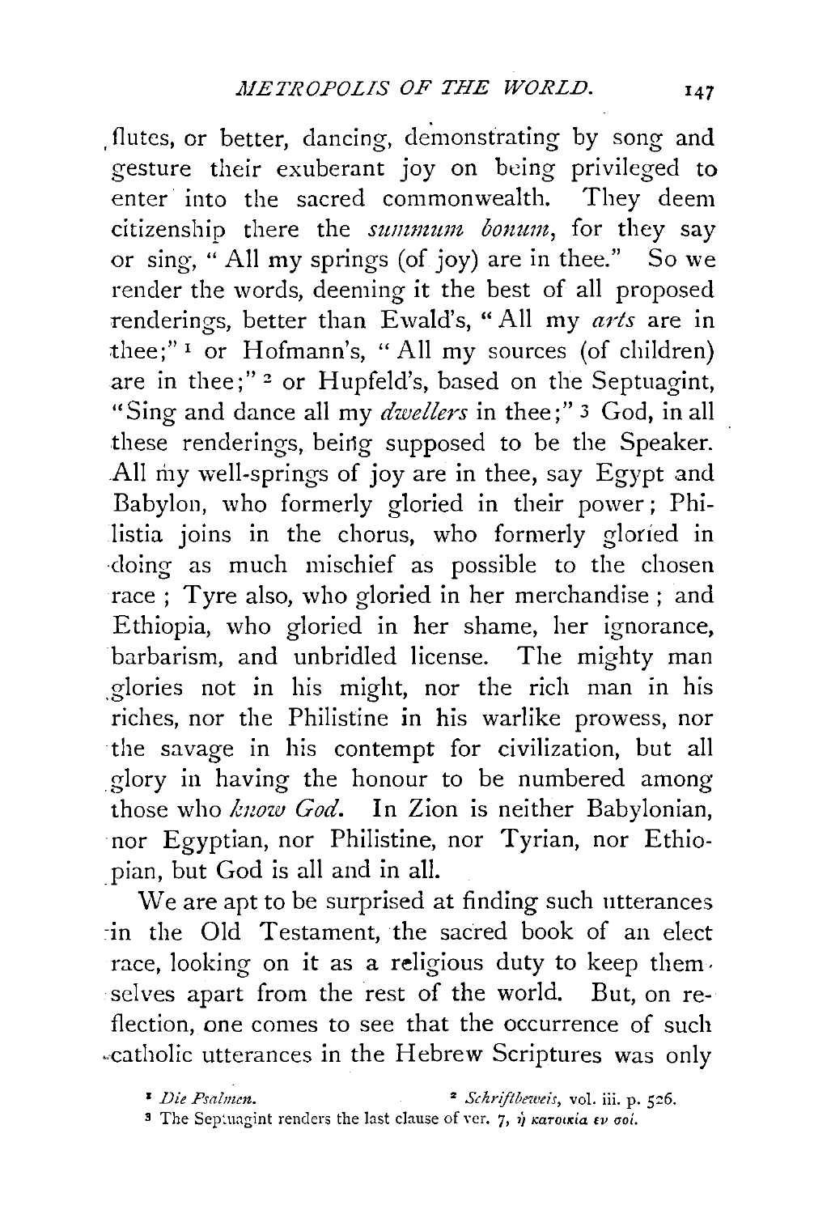flutes, or better, dancing, demonstrating by song and gesture their exuberant joy on being privileged to enter into the sacred commonwealth. They deem citizenship there the *summum bonum*, for they say or sing, "All my springs (of joy) are in thee." So we render the words, deeming it the best of all proposed renderings, better than Ewald's, "All my *arts* are in thee;" [1] or Hofmann's, "All my sources (of children) are in thee;" [2] or Hupfeld's, based on the Septuagint, "Sing and dance all my *dwellers* in thee;" [3] God, in all these renderings, being supposed to be the Speaker. All my well-springs of joy are in thee, say Egypt and Babylon, who formerly gloried in their power; Philistia joins in the chorus, who formerly gloried in doing as much mischief as possible to the chosen race; Tyre also, who gloried in her merchandise; and Ethiopia, who gloried in her shame, her ignorance, barbarism, and unbridled license. The mighty man glories not in his might, nor the rich man in his riches, nor the Philistine in his warlike prowess, nor the savage in his contempt for civilization, but all glory in having the honour to be numbered among those who *know God*. In Zion is neither Babylonian, nor Egyptian, nor Philistine, nor Tyrian, nor Ethiopian, but God is all and in all.

We are apt to be surprised at finding such utterances in the Old Testament, the sacred book of an elect race, looking on it as a religious duty to keep themselves apart from the rest of the world. But, on reflection, one comes to see that the occurrence of such catholic utterances in the Hebrew Scriptures was only

[1] *Die Psalmen.*

[2] *Schriftbeweis*, vol. iii. p. 526.

[3] The Septuagint renders the last clause of ver. 7, ἡ κατοικία ἐν σοί.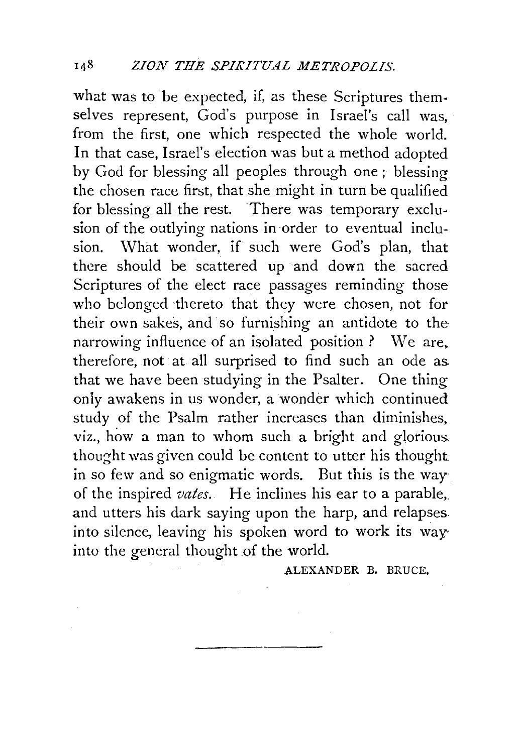what was to be expected, if, as these Scriptures themselves represent, God's purpose in Israel's call was, from the first, one which respected the whole world. In that case, Israel's election was but a method adopted by God for blessing all peoples through one; blessing the chosen race first, that she might in turn be qualified for blessing all the rest. There was temporary exclusion of the outlying nations in order to eventual inclusion. What wonder, if such were God's plan, that there should be scattered up and down the sacred Scriptures of the elect race passages reminding those who belonged thereto that they were chosen, not for their own sakes, and so furnishing an antidote to the narrowing influence of an isolated position? We are, therefore, not at all surprised to find such an ode as that we have been studying in the Psalter. One thing only awakens in us wonder, a wonder which continued study of the Psalm rather increases than diminishes, viz., how a man to whom such a bright and glorious thought was given could be content to utter his thought in so few and so enigmatic words. But this is the way of the inspired *vates*. He inclines his ear to a parable, and utters his dark saying upon the harp, and relapses into silence, leaving his spoken word to work its way into the general thought of the world.

ALEXANDER B. BRUCE.